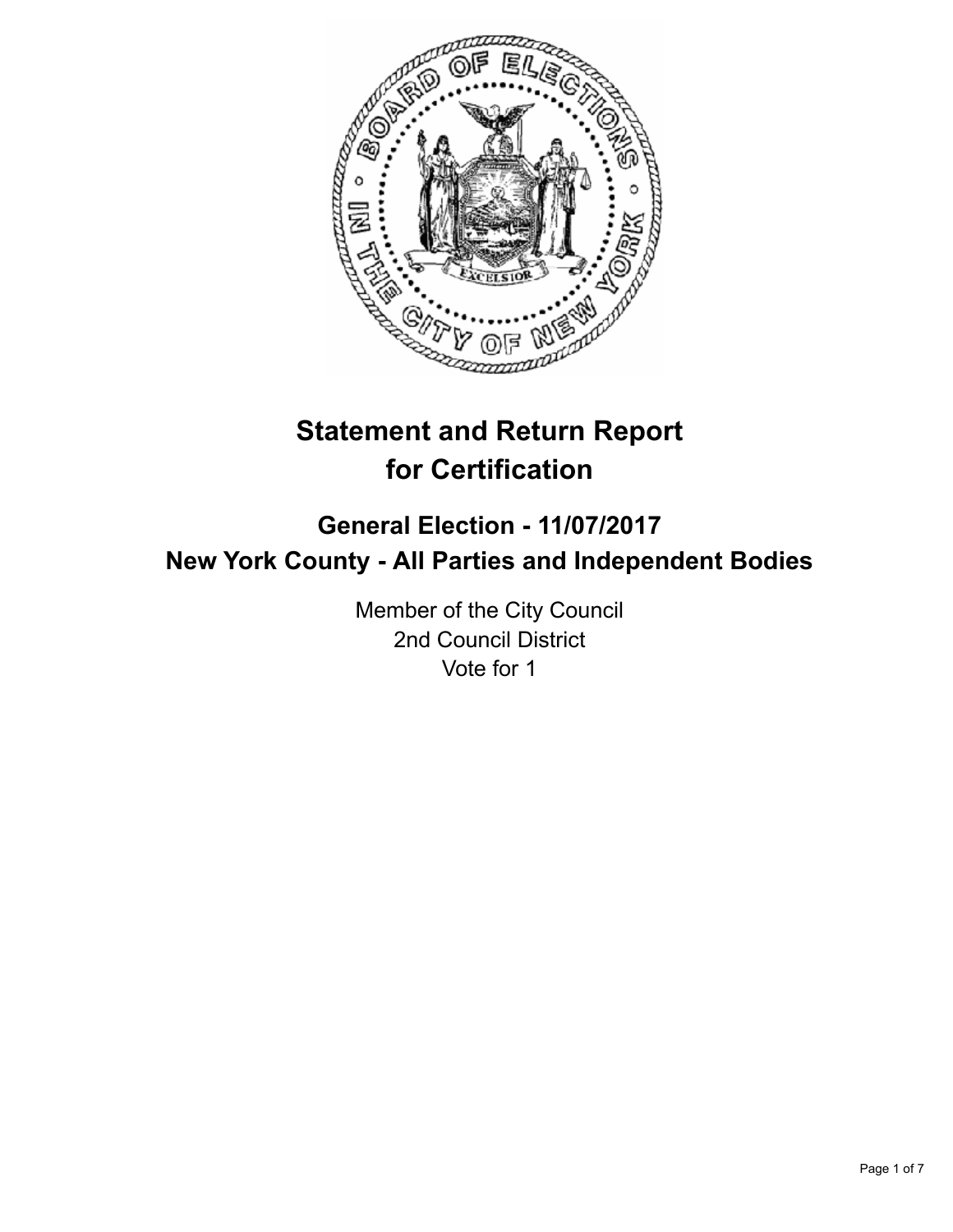# Statement and Return Report for Certification

## General Election - 11/07/2017

## New York County - All Parties and Independent Bodies

Member of the City Council
2nd Council District
Vote for 1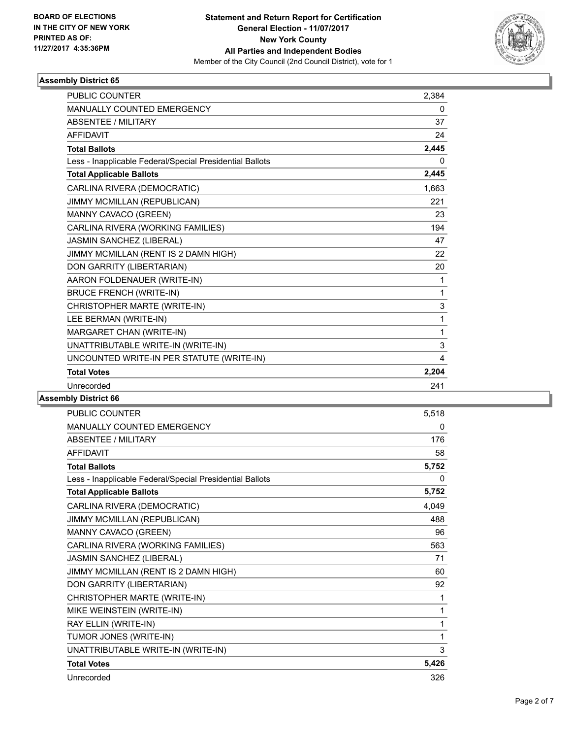**BOARD OF ELECTIONS IN THE CITY OF NEW YORK PRINTED AS OF: 11/27/2017 4:35:36PM**

# Statement and Return Report for Certification
## General Election - 11/07/2017
## New York County
## All Parties and Independent Bodies
Member of the City Council (2nd Council District), vote for 1

### Assembly District 65

| | |
|---|---|
| PUBLIC COUNTER | 2,384 |
| MANUALLY COUNTED EMERGENCY | 0 |
| ABSENTEE / MILITARY | 37 |
| AFFIDAVIT | 24 |
| **Total Ballots** | **2,445** |
| Less - Inapplicable Federal/Special Presidential Ballots | 0 |
| **Total Applicable Ballots** | **2,445** |
| CARLINA RIVERA (DEMOCRATIC) | 1,663 |
| JIMMY MCMILLAN (REPUBLICAN) | 221 |
| MANNY CAVACO (GREEN) | 23 |
| CARLINA RIVERA (WORKING FAMILIES) | 194 |
| JASMIN SANCHEZ (LIBERAL) | 47 |
| JIMMY MCMILLAN (RENT IS 2 DAMN HIGH) | 22 |
| DON GARRITY (LIBERTARIAN) | 20 |
| AARON FOLDENAUER (WRITE-IN) | 1 |
| BRUCE FRENCH (WRITE-IN) | 1 |
| CHRISTOPHER MARTE (WRITE-IN) | 3 |
| LEE BERMAN (WRITE-IN) | 1 |
| MARGARET CHAN (WRITE-IN) | 1 |
| UNATTRIBUTABLE WRITE-IN (WRITE-IN) | 3 |
| UNCOUNTED WRITE-IN PER STATUTE (WRITE-IN) | 4 |
| **Total Votes** | **2,204** |
| Unrecorded | 241 |

### Assembly District 66

| | |
|---|---|
| PUBLIC COUNTER | 5,518 |
| MANUALLY COUNTED EMERGENCY | 0 |
| ABSENTEE / MILITARY | 176 |
| AFFIDAVIT | 58 |
| **Total Ballots** | **5,752** |
| Less - Inapplicable Federal/Special Presidential Ballots | 0 |
| **Total Applicable Ballots** | **5,752** |
| CARLINA RIVERA (DEMOCRATIC) | 4,049 |
| JIMMY MCMILLAN (REPUBLICAN) | 488 |
| MANNY CAVACO (GREEN) | 96 |
| CARLINA RIVERA (WORKING FAMILIES) | 563 |
| JASMIN SANCHEZ (LIBERAL) | 71 |
| JIMMY MCMILLAN (RENT IS 2 DAMN HIGH) | 60 |
| DON GARRITY (LIBERTARIAN) | 92 |
| CHRISTOPHER MARTE (WRITE-IN) | 1 |
| MIKE WEINSTEIN (WRITE-IN) | 1 |
| RAY ELLIN (WRITE-IN) | 1 |
| TUMOR JONES (WRITE-IN) | 1 |
| UNATTRIBUTABLE WRITE-IN (WRITE-IN) | 3 |
| **Total Votes** | **5,426** |
| Unrecorded | 326 |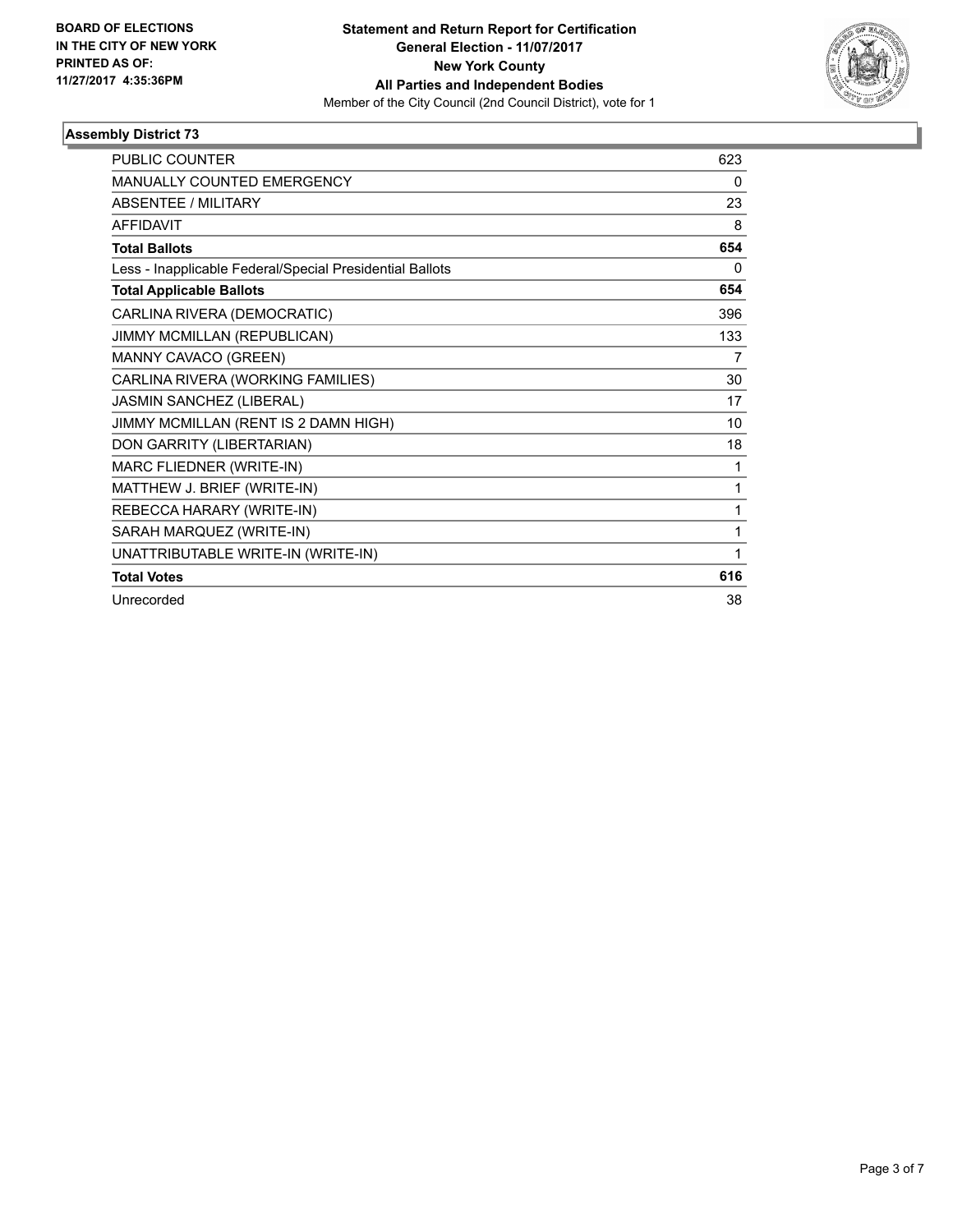BOARD OF ELECTIONS
IN THE CITY OF NEW YORK
PRINTED AS OF:
11/27/2017 4:35:36PM

**Statement and Return Report for Certification**
**General Election - 11/07/2017**
**New York County**
**All Parties and Independent Bodies**
Member of the City Council (2nd Council District), vote for 1

### Assembly District 73

| | |
|---|---|
| PUBLIC COUNTER | 623 |
| MANUALLY COUNTED EMERGENCY | 0 |
| ABSENTEE / MILITARY | 23 |
| AFFIDAVIT | 8 |
| **Total Ballots** | **654** |
| Less - Inapplicable Federal/Special Presidential Ballots | 0 |
| **Total Applicable Ballots** | **654** |
| CARLINA RIVERA (DEMOCRATIC) | 396 |
| JIMMY MCMILLAN (REPUBLICAN) | 133 |
| MANNY CAVACO (GREEN) | 7 |
| CARLINA RIVERA (WORKING FAMILIES) | 30 |
| JASMIN SANCHEZ (LIBERAL) | 17 |
| JIMMY MCMILLAN (RENT IS 2 DAMN HIGH) | 10 |
| DON GARRITY (LIBERTARIAN) | 18 |
| MARC FLIEDNER (WRITE-IN) | 1 |
| MATTHEW J. BRIEF (WRITE-IN) | 1 |
| REBECCA HARARY (WRITE-IN) | 1 |
| SARAH MARQUEZ (WRITE-IN) | 1 |
| UNATTRIBUTABLE WRITE-IN (WRITE-IN) | 1 |
| **Total Votes** | **616** |
| Unrecorded | 38 |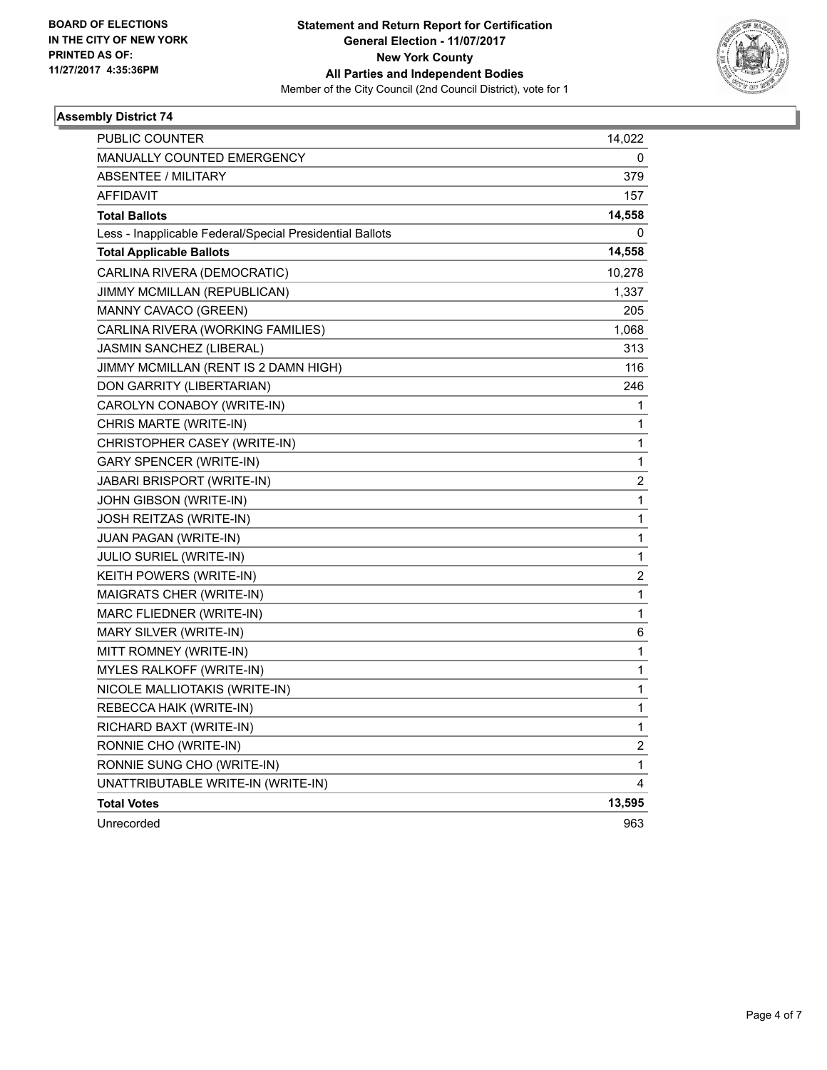BOARD OF ELECTIONS
IN THE CITY OF NEW YORK
PRINTED AS OF:
11/27/2017 4:35:36PM

**Statement and Return Report for Certification**
**General Election - 11/07/2017**
**New York County**
**All Parties and Independent Bodies**
Member of the City Council (2nd Council District), vote for 1

### Assembly District 74

| | |
|---|---|
| PUBLIC COUNTER | 14,022 |
| MANUALLY COUNTED EMERGENCY | 0 |
| ABSENTEE / MILITARY | 379 |
| AFFIDAVIT | 157 |
| **Total Ballots** | **14,558** |
| Less - Inapplicable Federal/Special Presidential Ballots | 0 |
| **Total Applicable Ballots** | **14,558** |
| CARLINA RIVERA (DEMOCRATIC) | 10,278 |
| JIMMY MCMILLAN (REPUBLICAN) | 1,337 |
| MANNY CAVACO (GREEN) | 205 |
| CARLINA RIVERA (WORKING FAMILIES) | 1,068 |
| JASMIN SANCHEZ (LIBERAL) | 313 |
| JIMMY MCMILLAN (RENT IS 2 DAMN HIGH) | 116 |
| DON GARRITY (LIBERTARIAN) | 246 |
| CAROLYN CONABOY (WRITE-IN) | 1 |
| CHRIS MARTE (WRITE-IN) | 1 |
| CHRISTOPHER CASEY (WRITE-IN) | 1 |
| GARY SPENCER (WRITE-IN) | 1 |
| JABARI BRISPORT (WRITE-IN) | 2 |
| JOHN GIBSON (WRITE-IN) | 1 |
| JOSH REITZAS (WRITE-IN) | 1 |
| JUAN PAGAN (WRITE-IN) | 1 |
| JULIO SURIEL (WRITE-IN) | 1 |
| KEITH POWERS (WRITE-IN) | 2 |
| MAIGRATS CHER (WRITE-IN) | 1 |
| MARC FLIEDNER (WRITE-IN) | 1 |
| MARY SILVER (WRITE-IN) | 6 |
| MITT ROMNEY (WRITE-IN) | 1 |
| MYLES RALKOFF (WRITE-IN) | 1 |
| NICOLE MALLIOTAKIS (WRITE-IN) | 1 |
| REBECCA HAIK (WRITE-IN) | 1 |
| RICHARD BAXT (WRITE-IN) | 1 |
| RONNIE CHO (WRITE-IN) | 2 |
| RONNIE SUNG CHO (WRITE-IN) | 1 |
| UNATTRIBUTABLE WRITE-IN (WRITE-IN) | 4 |
| **Total Votes** | **13,595** |
| Unrecorded | 963 |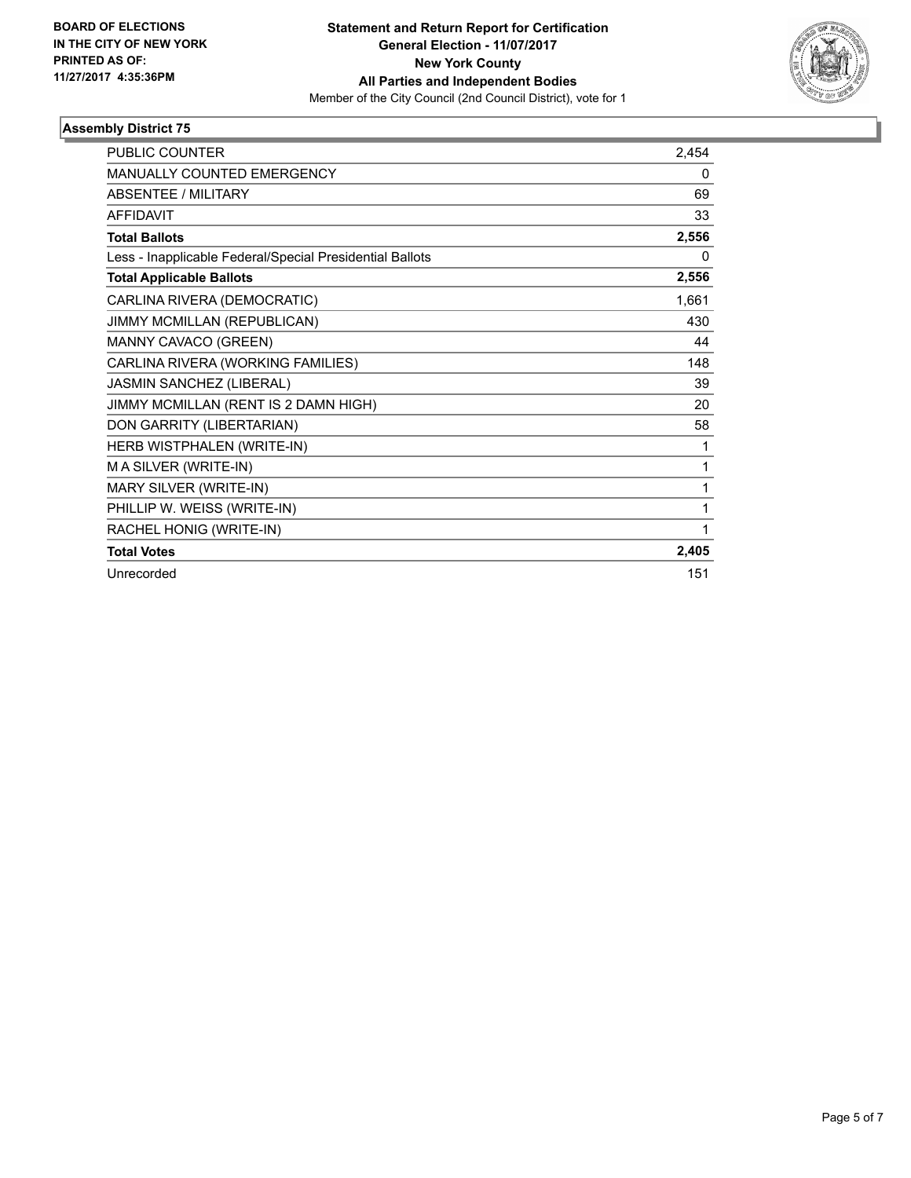**BOARD OF ELECTIONS IN THE CITY OF NEW YORK PRINTED AS OF: 11/27/2017 4:35:36PM**

**Statement and Return Report for Certification**
**General Election - 11/07/2017**
**New York County**
**All Parties and Independent Bodies**
Member of the City Council (2nd Council District), vote for 1

### Assembly District 75

| | |
|---|---|
| PUBLIC COUNTER | 2,454 |
| MANUALLY COUNTED EMERGENCY | 0 |
| ABSENTEE / MILITARY | 69 |
| AFFIDAVIT | 33 |
| **Total Ballots** | **2,556** |
| Less - Inapplicable Federal/Special Presidential Ballots | 0 |
| **Total Applicable Ballots** | **2,556** |
| CARLINA RIVERA (DEMOCRATIC) | 1,661 |
| JIMMY MCMILLAN (REPUBLICAN) | 430 |
| MANNY CAVACO (GREEN) | 44 |
| CARLINA RIVERA (WORKING FAMILIES) | 148 |
| JASMIN SANCHEZ (LIBERAL) | 39 |
| JIMMY MCMILLAN (RENT IS 2 DAMN HIGH) | 20 |
| DON GARRITY (LIBERTARIAN) | 58 |
| HERB WISTPHALEN (WRITE-IN) | 1 |
| M A SILVER (WRITE-IN) | 1 |
| MARY SILVER (WRITE-IN) | 1 |
| PHILLIP W. WEISS (WRITE-IN) | 1 |
| RACHEL HONIG (WRITE-IN) | 1 |
| **Total Votes** | **2,405** |
| Unrecorded | 151 |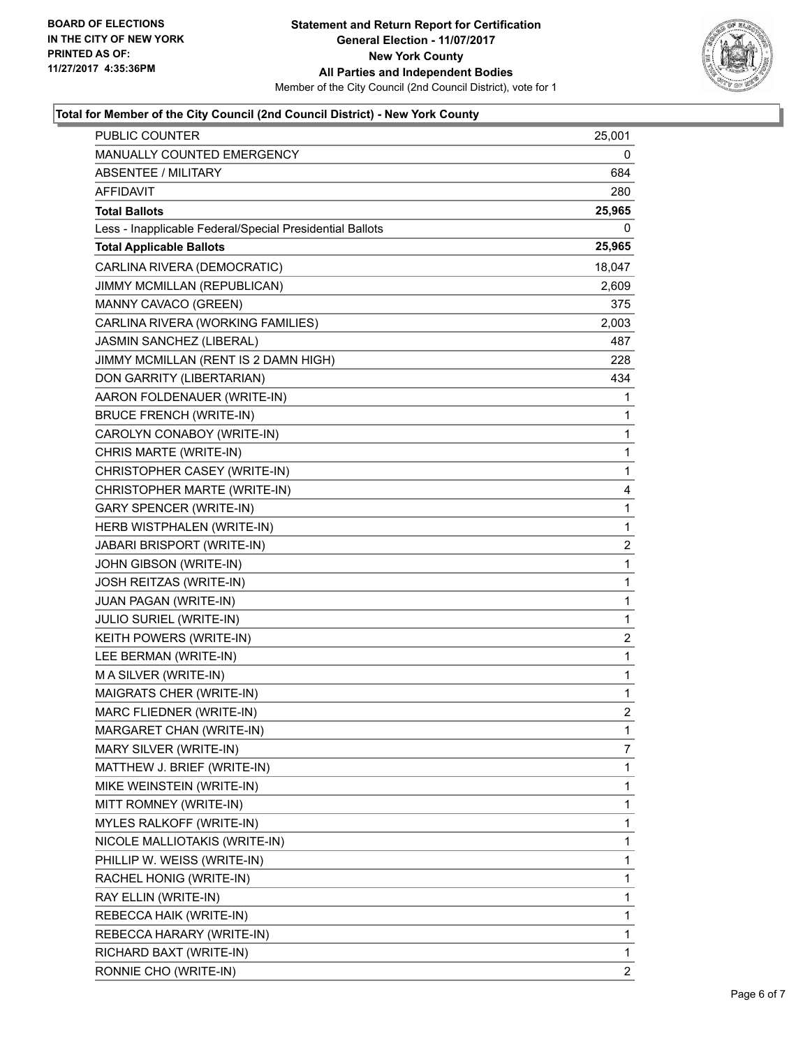BOARD OF ELECTIONS
IN THE CITY OF NEW YORK
PRINTED AS OF:
11/27/2017 4:35:36PM

**Statement and Return Report for Certification**
**General Election - 11/07/2017**
**New York County**
**All Parties and Independent Bodies**
Member of the City Council (2nd Council District), vote for 1

### Total for Member of the City Council (2nd Council District) - New York County

| | |
|---|---|
| PUBLIC COUNTER | 25,001 |
| MANUALLY COUNTED EMERGENCY | 0 |
| ABSENTEE / MILITARY | 684 |
| AFFIDAVIT | 280 |
| **Total Ballots** | **25,965** |
| Less - Inapplicable Federal/Special Presidential Ballots | 0 |
| **Total Applicable Ballots** | **25,965** |
| CARLINA RIVERA (DEMOCRATIC) | 18,047 |
| JIMMY MCMILLAN (REPUBLICAN) | 2,609 |
| MANNY CAVACO (GREEN) | 375 |
| CARLINA RIVERA (WORKING FAMILIES) | 2,003 |
| JASMIN SANCHEZ (LIBERAL) | 487 |
| JIMMY MCMILLAN (RENT IS 2 DAMN HIGH) | 228 |
| DON GARRITY (LIBERTARIAN) | 434 |
| AARON FOLDENAUER (WRITE-IN) | 1 |
| BRUCE FRENCH (WRITE-IN) | 1 |
| CAROLYN CONABOY (WRITE-IN) | 1 |
| CHRIS MARTE (WRITE-IN) | 1 |
| CHRISTOPHER CASEY (WRITE-IN) | 1 |
| CHRISTOPHER MARTE (WRITE-IN) | 4 |
| GARY SPENCER (WRITE-IN) | 1 |
| HERB WISTPHALEN (WRITE-IN) | 1 |
| JABARI BRISPORT (WRITE-IN) | 2 |
| JOHN GIBSON (WRITE-IN) | 1 |
| JOSH REITZAS (WRITE-IN) | 1 |
| JUAN PAGAN (WRITE-IN) | 1 |
| JULIO SURIEL (WRITE-IN) | 1 |
| KEITH POWERS (WRITE-IN) | 2 |
| LEE BERMAN (WRITE-IN) | 1 |
| M A SILVER (WRITE-IN) | 1 |
| MAIGRATS CHER (WRITE-IN) | 1 |
| MARC FLIEDNER (WRITE-IN) | 2 |
| MARGARET CHAN (WRITE-IN) | 1 |
| MARY SILVER (WRITE-IN) | 7 |
| MATTHEW J. BRIEF (WRITE-IN) | 1 |
| MIKE WEINSTEIN (WRITE-IN) | 1 |
| MITT ROMNEY (WRITE-IN) | 1 |
| MYLES RALKOFF (WRITE-IN) | 1 |
| NICOLE MALLIOTAKIS (WRITE-IN) | 1 |
| PHILLIP W. WEISS (WRITE-IN) | 1 |
| RACHEL HONIG (WRITE-IN) | 1 |
| RAY ELLIN (WRITE-IN) | 1 |
| REBECCA HAIK (WRITE-IN) | 1 |
| REBECCA HARARY (WRITE-IN) | 1 |
| RICHARD BAXT (WRITE-IN) | 1 |
| RONNIE CHO (WRITE-IN) | 2 |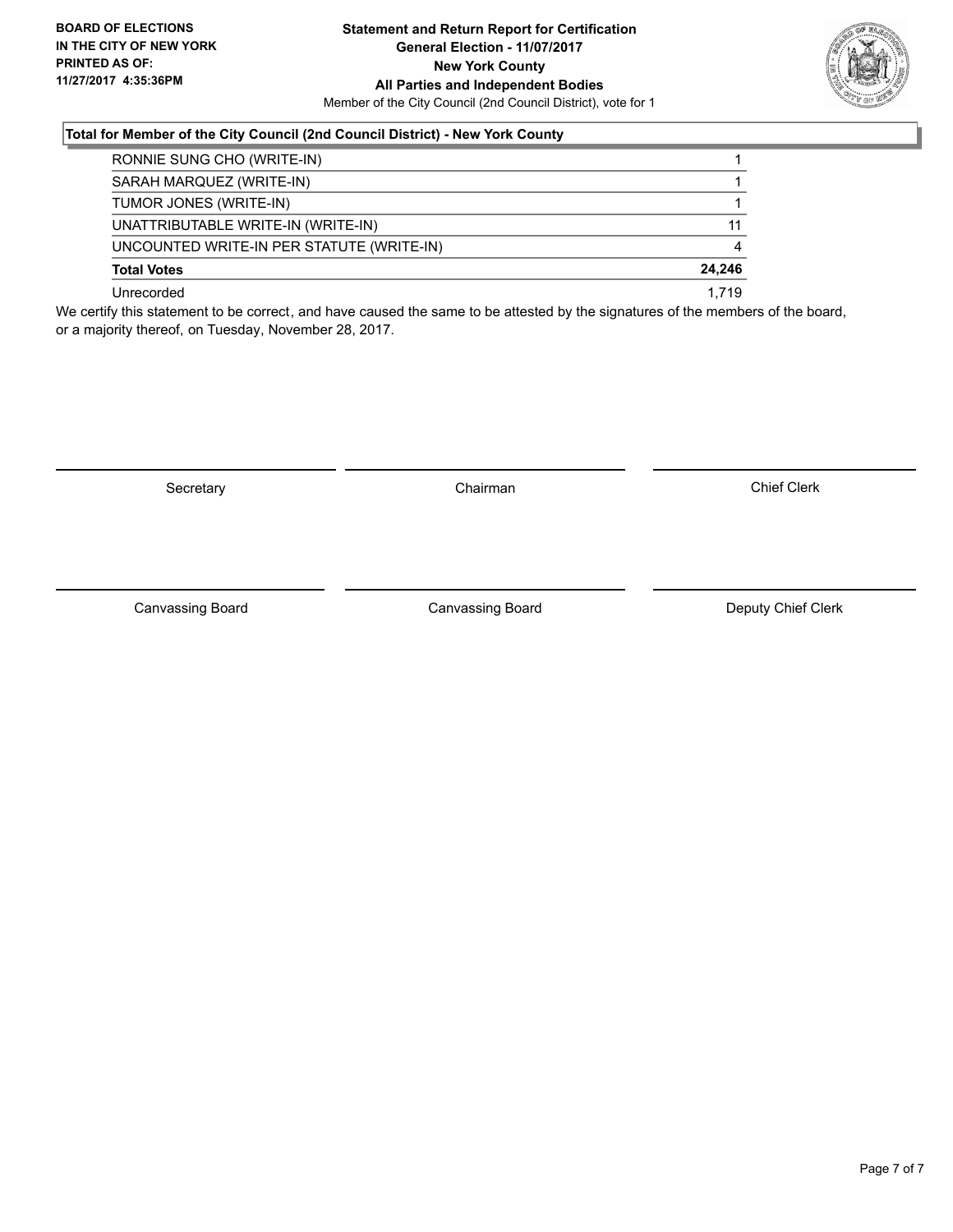**BOARD OF ELECTIONS IN THE CITY OF NEW YORK PRINTED AS OF: 11/27/2017 4:35:36PM**

**Statement and Return Report for Certification**
**General Election - 11/07/2017**
**New York County**
**All Parties and Independent Bodies**
Member of the City Council (2nd Council District), vote for 1

**Total for Member of the City Council (2nd Council District) - New York County**

| | |
|---|---|
| RONNIE SUNG CHO (WRITE-IN) | 1 |
| SARAH MARQUEZ (WRITE-IN) | 1 |
| TUMOR JONES (WRITE-IN) | 1 |
| UNATTRIBUTABLE WRITE-IN (WRITE-IN) | 11 |
| UNCOUNTED WRITE-IN PER STATUTE (WRITE-IN) | 4 |
| **Total Votes** | **24,246** |
| Unrecorded | 1,719 |

We certify this statement to be correct, and have caused the same to be attested by the signatures of the members of the board, or a majority thereof, on Tuesday, November 28, 2017.

Secretary

Chairman

Chief Clerk

Canvassing Board

Canvassing Board

Deputy Chief Clerk